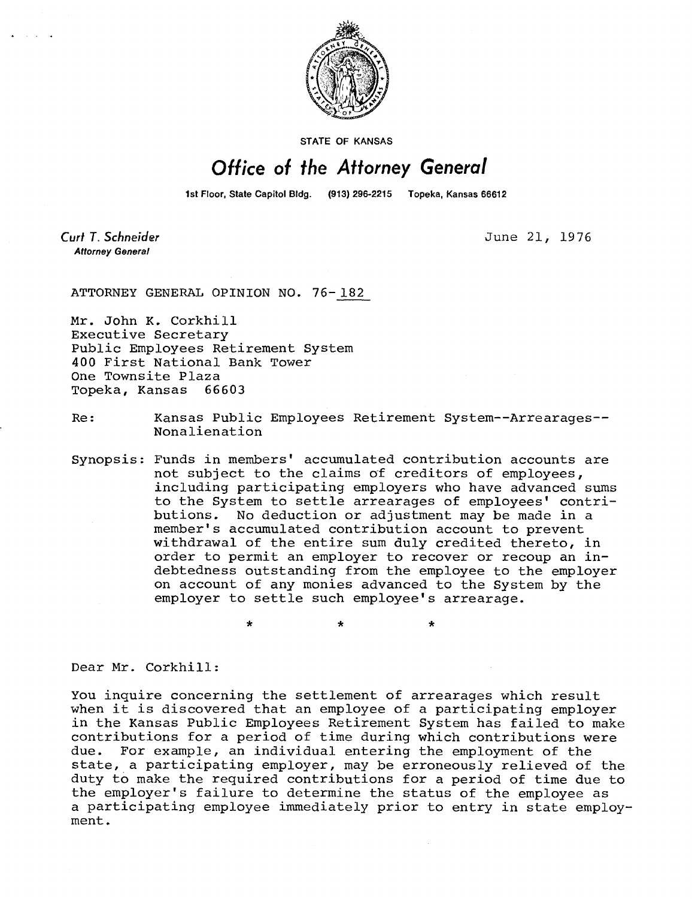STATE OF KANSAS

# Office of the Attorney General

1st Floor, State Capitol Bldg. (913) 296-2215 Topeka, Kansas 66612

*Curt T. Schneider*
**Attorney General**

June 21, 1976

ATTORNEY GENERAL OPINION NO. 76-182

Mr. John K. Corkhill
Executive Secretary
Public Employees Retirement System
400 First National Bank Tower
One Townsite Plaza
Topeka, Kansas 66603

Re: Kansas Public Employees Retirement System--Arrearages--Nonalienation

Synopsis: Funds in members' accumulated contribution accounts are not subject to the claims of creditors of employees, including participating employers who have advanced sums to the System to settle arrearages of employees' contributions. No deduction or adjustment may be made in a member's accumulated contribution account to prevent withdrawal of the entire sum duly credited thereto, in order to permit an employer to recover or recoup an indebtedness outstanding from the employee to the employer on account of any monies advanced to the System by the employer to settle such employee's arrearage.

\* \* \*

Dear Mr. Corkhill:

You inquire concerning the settlement of arrearages which result when it is discovered that an employee of a participating employer in the Kansas Public Employees Retirement System has failed to make contributions for a period of time during which contributions were due. For example, an individual entering the employment of the state, a participating employer, may be erroneously relieved of the duty to make the required contributions for a period of time due to the employer's failure to determine the status of the employee as a participating employee immediately prior to entry in state employment.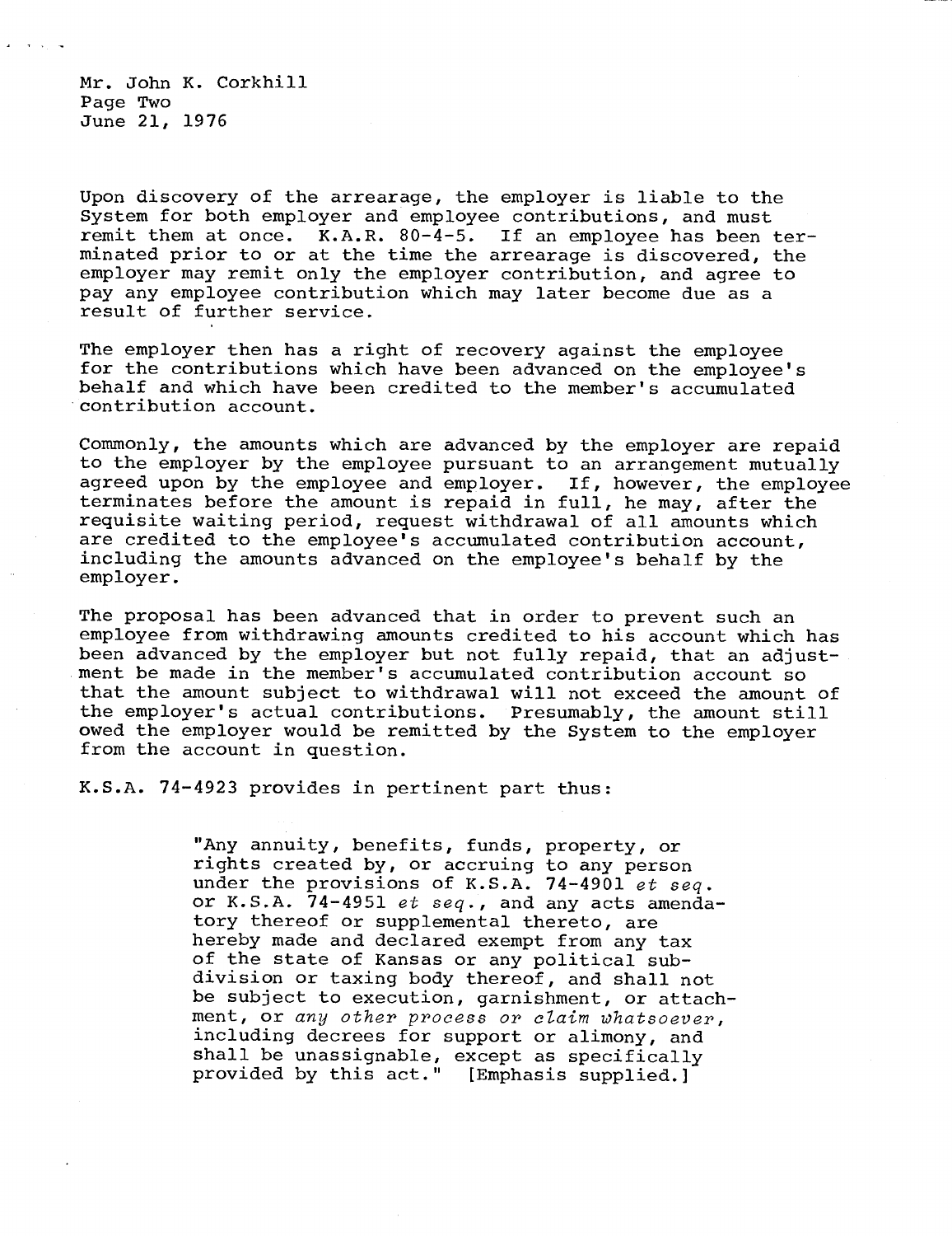Mr. John K. Corkhill
Page Two
June 21, 1976

Upon discovery of the arrearage, the employer is liable to the System for both employer and employee contributions, and must remit them at once. K.A.R. 80-4-5. If an employee has been terminated prior to or at the time the arrearage is discovered, the employer may remit only the employer contribution, and agree to pay any employee contribution which may later become due as a result of further service.

The employer then has a right of recovery against the employee for the contributions which have been advanced on the employee's behalf and which have been credited to the member's accumulated contribution account.

Commonly, the amounts which are advanced by the employer are repaid to the employer by the employee pursuant to an arrangement mutually agreed upon by the employee and employer. If, however, the employee terminates before the amount is repaid in full, he may, after the requisite waiting period, request withdrawal of all amounts which are credited to the employee's accumulated contribution account, including the amounts advanced on the employee's behalf by the employer.

The proposal has been advanced that in order to prevent such an employee from withdrawing amounts credited to his account which has been advanced by the employer but not fully repaid, that an adjustment be made in the member's accumulated contribution account so that the amount subject to withdrawal will not exceed the amount of the employer's actual contributions. Presumably, the amount still owed the employer would be remitted by the System to the employer from the account in question.

K.S.A. 74-4923 provides in pertinent part thus:

> "Any annuity, benefits, funds, property, or rights created by, or accruing to any person under the provisions of K.S.A. 74-4901 *et seq.* or K.S.A. 74-4951 *et seq.*, and any acts amendatory thereof or supplemental thereto, are hereby made and declared exempt from any tax of the state of Kansas or any political subdivision or taxing body thereof, and shall not be subject to execution, garnishment, or attachment, or *any other process or claim whatsoever*, including decrees for support or alimony, and shall be unassignable, except as specifically provided by this act." [Emphasis supplied.]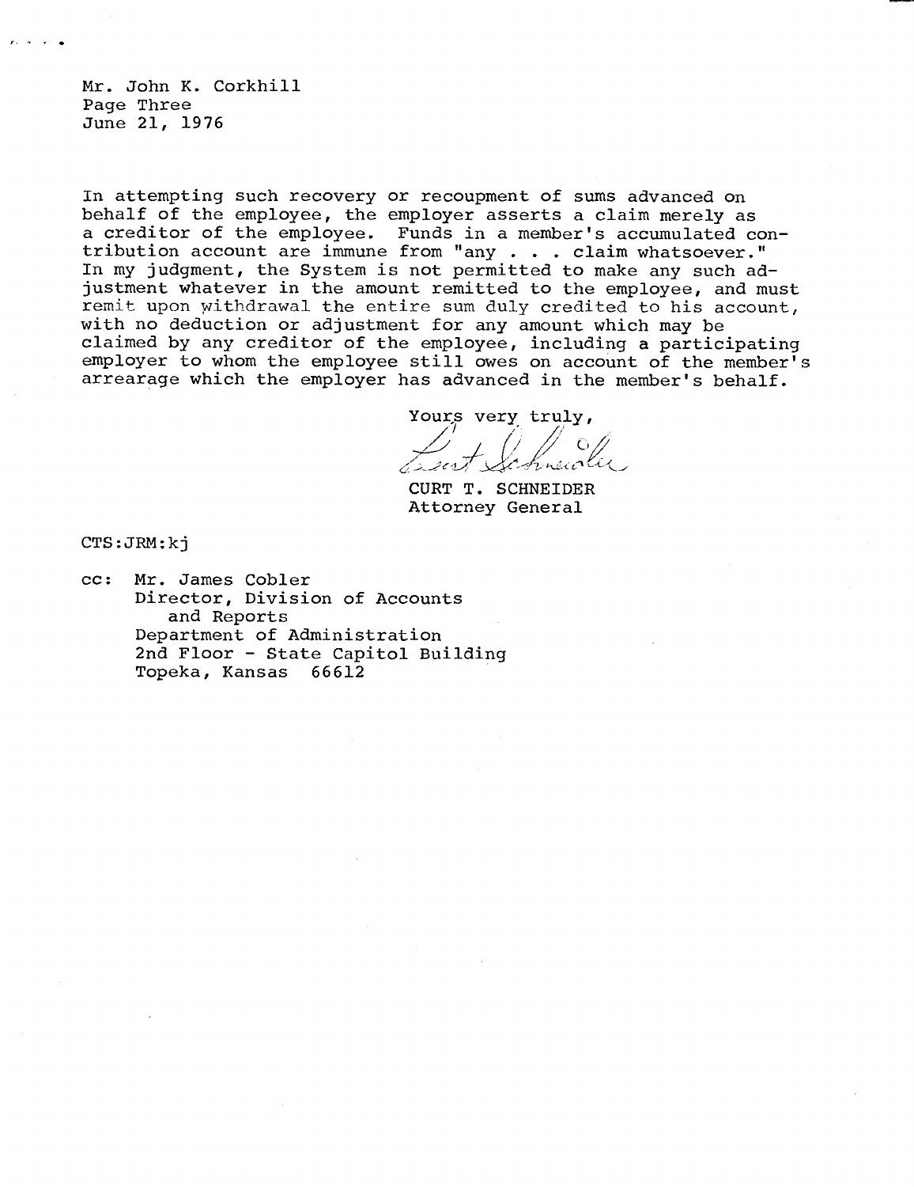Mr. John K. Corkhill
Page Three
June 21, 1976

In attempting such recovery or recoupment of sums advanced on behalf of the employee, the employer asserts a claim merely as a creditor of the employee. Funds in a member's accumulated contribution account are immune from "any . . . claim whatsoever." In my judgment, the System is not permitted to make any such adjustment whatever in the amount remitted to the employee, and must remit upon withdrawal the entire sum duly credited to his account, with no deduction or adjustment for any amount which may be claimed by any creditor of the employee, including a participating employer to whom the employee still owes on account of the member's arrearage which the employer has advanced in the member's behalf.

Yours very truly,

CURT T. SCHNEIDER
Attorney General

CTS:JRM:kj

cc: Mr. James Cobler
Director, Division of Accounts and Reports
Department of Administration
2nd Floor - State Capitol Building
Topeka, Kansas 66612